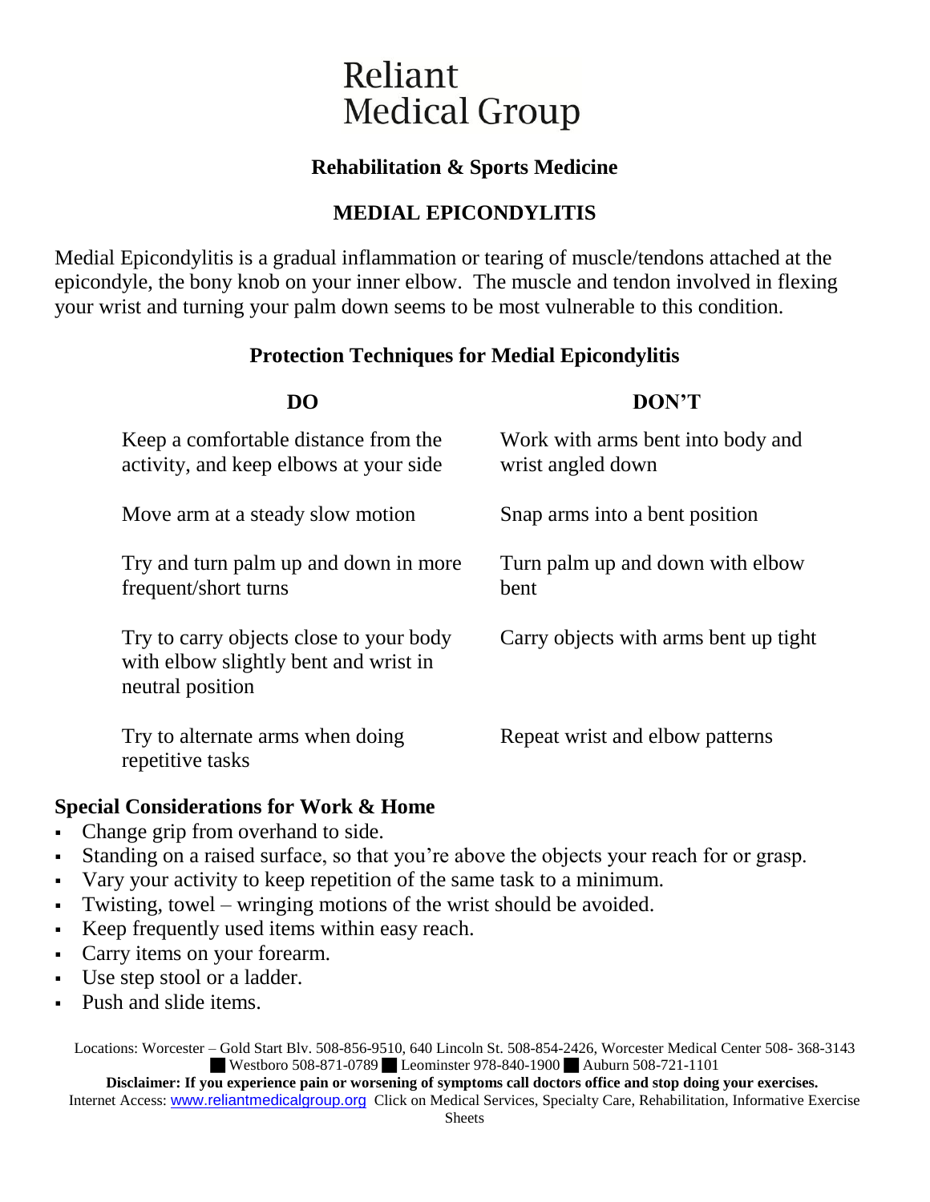# Reliant Medical Group

## Rehabilitation & Sports Medicine

## MEDIAL EPICONDYLITIS

Medial Epicondylitis is a gradual inflammation or tearing of muscle/tendons attached at the epicondyle, the bony knob on your inner elbow. The muscle and tendon involved in flexing your wrist and turning your palm down seems to be most vulnerable to this condition.

### Protection Techniques for Medial Epicondylitis

| DO | DON'T |
|---|---|
| Keep a comfortable distance from the activity, and keep elbows at your side | Work with arms bent into body and wrist angled down |
| Move arm at a steady slow motion | Snap arms into a bent position |
| Try and turn palm up and down in more frequent/short turns | Turn palm up and down with elbow bent |
| Try to carry objects close to your body with elbow slightly bent and wrist in neutral position | Carry objects with arms bent up tight |
| Try to alternate arms when doing repetitive tasks | Repeat wrist and elbow patterns |

### Special Considerations for Work & Home

- Change grip from overhand to side.
- Standing on a raised surface, so that you're above the objects your reach for or grasp.
- Vary your activity to keep repetition of the same task to a minimum.
- Twisting, towel – wringing motions of the wrist should be avoided.
- Keep frequently used items within easy reach.
- Carry items on your forearm.
- Use step stool or a ladder.
- Push and slide items.

Locations: Worcester – Gold Start Blv. 508-856-9510, 640 Lincoln St. 508-854-2426, Worcester Medical Center 508- 368-3143 ■ Westboro 508-871-0789 ■ Leominster 978-840-1900 ■ Auburn 508-721-1101

**Disclaimer: If you experience pain or worsening of symptoms call doctors office and stop doing your exercises.**

Internet Access: www.reliantmedicalgroup.org Click on Medical Services, Specialty Care, Rehabilitation, Informative Exercise Sheets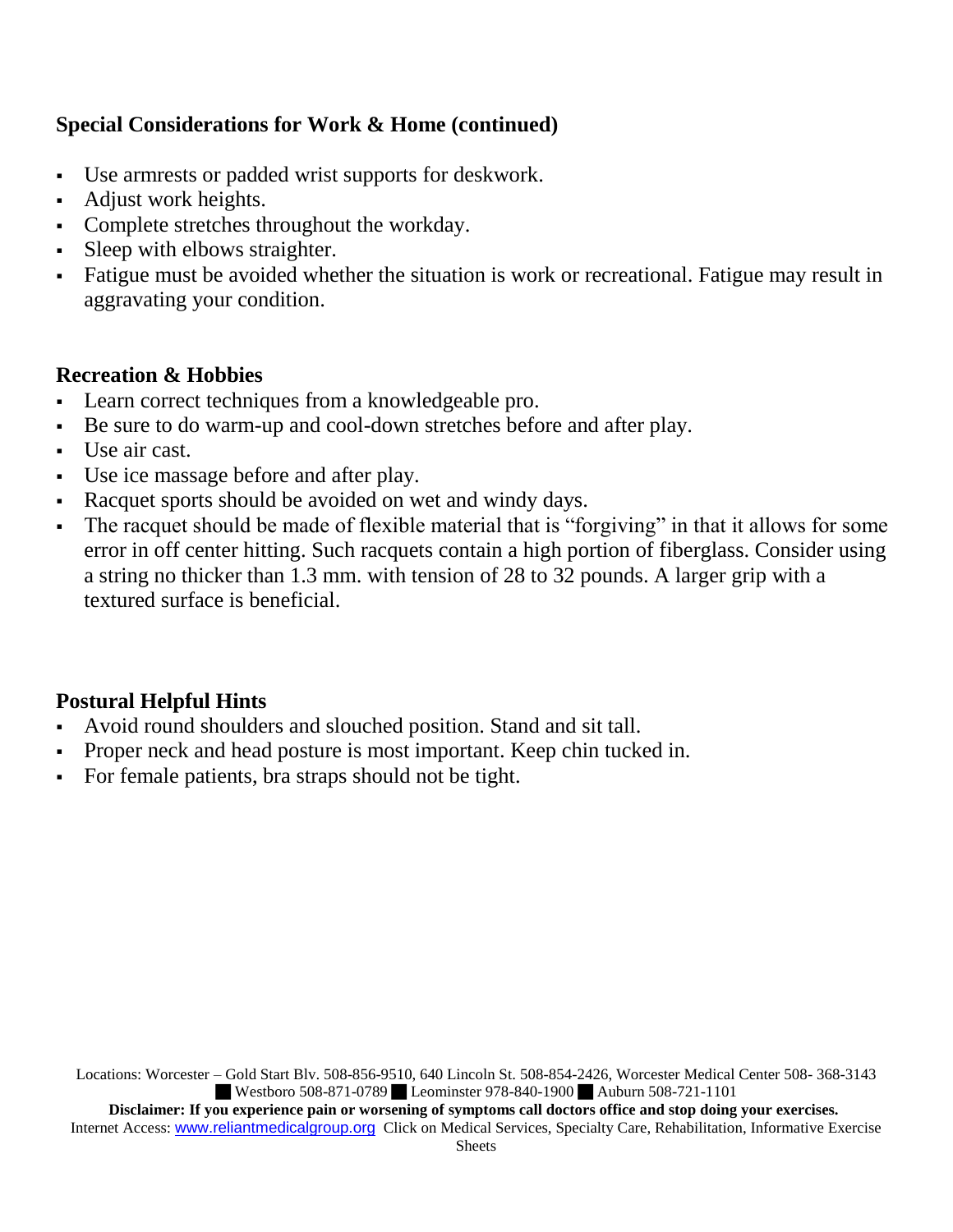## Special Considerations for Work & Home (continued)

- Use armrests or padded wrist supports for deskwork.
- Adjust work heights.
- Complete stretches throughout the workday.
- Sleep with elbows straighter.
- Fatigue must be avoided whether the situation is work or recreational. Fatigue may result in aggravating your condition.

## Recreation & Hobbies

- Learn correct techniques from a knowledgeable pro.
- Be sure to do warm-up and cool-down stretches before and after play.
- Use air cast.
- Use ice massage before and after play.
- Racquet sports should be avoided on wet and windy days.
- The racquet should be made of flexible material that is "forgiving" in that it allows for some error in off center hitting. Such racquets contain a high portion of fiberglass. Consider using a string no thicker than 1.3 mm. with tension of 28 to 32 pounds. A larger grip with a textured surface is beneficial.

## Postural Helpful Hints

- Avoid round shoulders and slouched position. Stand and sit tall.
- Proper neck and head posture is most important. Keep chin tucked in.
- For female patients, bra straps should not be tight.